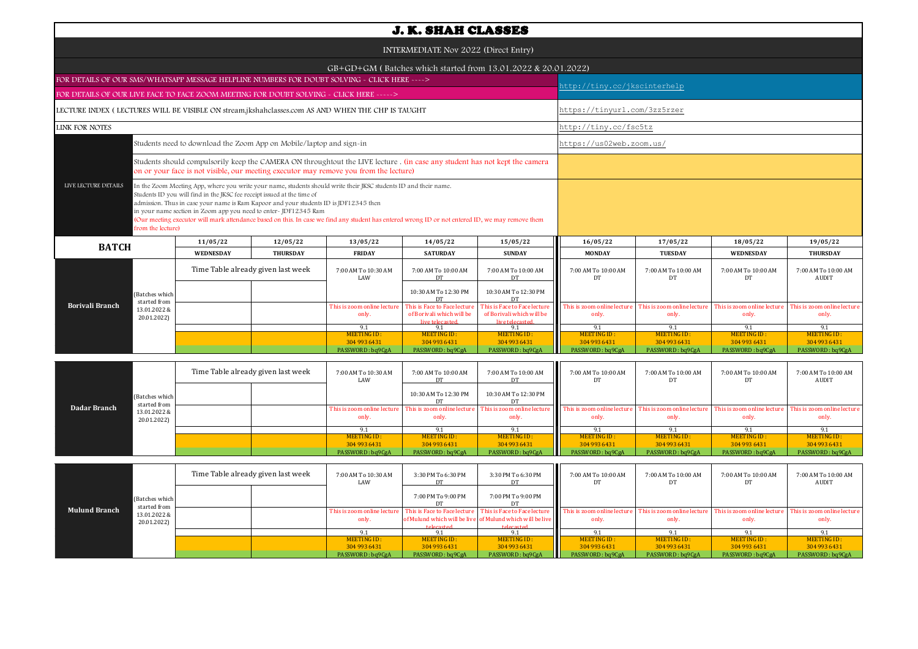# J. K. SHAH CLASSES

INTERMEDIATE Nov 2022 (Direct Entry)

GB+GD+GM ( Batches which started from 13.01.2022 & 20.01.2022)

| | |
|---|---|
| FOR DETAILS OF OUR SMS/WHATSAPP MESSAGE HELPLINE NUMBERS FOR DOUBT SOLVING - CLICK HERE ----> FOR DETAILS OF OUR LIVE FACE TO FACE ZOOM MEETING FOR DOUBT SOLVING - CLICK HERE -----> | http://tiny.cc/jkscinterhelp |
| LECTURE INDEX ( LECTURES WILL BE VISIBLE ON stream.jkshahclasses.com AS AND WHEN THE CHP IS TAUGHT | https://tinyurl.com/3zz5rzer |
| LINK FOR NOTES | http://tiny.cc/fsc5tz |

**LIVE LECTURE DETAILS**

- Students need to download the Zoom App on Mobile/laptop and sign-in — https://us02web.zoom.us/
- Students should compulsorily keep the CAMERA ON throughtout the LIVE lecture . (in case any student has not kept the camera on or your face is not visible, our meeting executor may remove you from the lecture)
- In the Zoom Meeting App, where you write your name, students should write their JKSC students ID and their name. Students ID you will find in the JKSC fee receipt issued at the time of admission. Thus in case your name is Ram Kapoor and your students ID is JDF12345 then in your name section in Zoom app you need to enter- JDF12345 Ram (Our meeting executor will mark attendance based on this. In case we find any student has entered wrong ID or not entered ID, we may remove them from the lecture)

| BATCH | | 11/05/22 WEDNESDAY | 12/05/22 THURSDAY | 13/05/22 FRIDAY | 14/05/22 SATURDAY | 15/05/22 SUNDAY | 16/05/22 MONDAY | 17/05/22 TUESDAY | 18/05/22 WEDNESDAY | 19/05/22 THURSDAY |
|---|---|---|---|---|---|---|---|---|---|---|
| **Borivali Branch** | (Batches which started from 13.01.2022 & 20.01.2022) | Time Table already given last week | | 7:00 AM To 10:30 AM LAW | 7:00 AM To 10:00 AM DT | 7:00 AM To 10:00 AM DT | 7:00 AM To 10:00 AM DT | 7:00 AM To 10:00 AM DT | 7:00 AM To 10:00 AM DT | 7:00 AM To 10:00 AM AUDIT |
| | | | | | 10:30 AM To 12:30 PM DT | 10:30 AM To 12:30 PM DT | | | | |
| | | | | This is zoom online lecture only. | This is Face to Face lecture of Borivali which will be live telecasted. | This is Face to Face lecture of Borivali which will be live telecasted. | This is zoom online lecture only. | This is zoom online lecture only. | This is zoom online lecture only. | This is zoom online lecture only. |
| | | | | 9.1 | 9.1 | 9.1 | 9.1 | 9.1 | 9.1 | 9.1 |
| | | | | MEETING ID : 304 993 6431 PASSWORD : bq9CgA | MEETING ID : 304 993 6431 PASSWORD : bq9CgA | MEETING ID : 304 993 6431 PASSWORD : bq9CgA | MEETING ID : 304 993 6431 PASSWORD : bq9CgA | MEETING ID : 304 993 6431 PASSWORD : bq9CgA | MEETING ID : 304 993 6431 PASSWORD : bq9CgA | MEETING ID : 304 993 6431 PASSWORD : bq9CgA |
| **Dadar Branch** | (Batches which started from 13.01.2022 & 20.01.2022) | Time Table already given last week | | 7:00 AM To 10:30 AM LAW | 7:00 AM To 10:00 AM DT | 7:00 AM To 10:00 AM DT | 7:00 AM To 10:00 AM DT | 7:00 AM To 10:00 AM DT | 7:00 AM To 10:00 AM DT | 7:00 AM To 10:00 AM AUDIT |
| | | | | | 10:30 AM To 12:30 PM DT | 10:30 AM To 12:30 PM DT | | | | |
| | | | | This is zoom online lecture only. | This is zoom online lecture only. | This is zoom online lecture only. | This is zoom online lecture only. | This is zoom online lecture only. | This is zoom online lecture only. | This is zoom online lecture only. |
| | | | | 9.1 | 9.1 | 9.1 | 9.1 | 9.1 | 9.1 | 9.1 |
| | | | | MEETING ID : 304 993 6431 PASSWORD : bq9CgA | MEETING ID : 304 993 6431 PASSWORD : bq9CgA | MEETING ID : 304 993 6431 PASSWORD : bq9CgA | MEETING ID : 304 993 6431 PASSWORD : bq9CgA | MEETING ID : 304 993 6431 PASSWORD : bq9CgA | MEETING ID : 304 993 6431 PASSWORD : bq9CgA | MEETING ID : 304 993 6431 PASSWORD : bq9CgA |
| **Mulund Branch** | (Batches which started from 13.01.2022 & 20.01.2022) | Time Table already given last week | | 7:00 AM To 10:30 AM LAW | 3:30 PM To 6:30 PM DT | 3:30 PM To 6:30 PM DT | 7:00 AM To 10:00 AM DT | 7:00 AM To 10:00 AM DT | 7:00 AM To 10:00 AM DT | 7:00 AM To 10:00 AM AUDIT |
| | | | | | 7:00 PM To 9:00 PM DT | 7:00 PM To 9:00 PM DT | | | | |
| | | | | This is zoom online lecture only. | This is Face to Face lecture of Mulund which will be live telecasted. | This is Face to Face lecture of Mulund which will be live telecasted. | This is zoom online lecture only. | This is zoom online lecture only. | This is zoom online lecture only. | This is zoom online lecture only. |
| | | | | 9.1 | 9.1 | 9.1 | 9.1 | 9.1 | 9.1 | 9.1 |
| | | | | MEETING ID : 304 993 6431 PASSWORD : bq9CgA | MEETING ID : 304 993 6431 PASSWORD : bq9CgA | MEETING ID : 304 993 6431 PASSWORD : bq9CgA | MEETING ID : 304 993 6431 PASSWORD : bq9CgA | MEETING ID : 304 993 6431 PASSWORD : bq9CgA | MEETING ID : 304 993 6431 PASSWORD : bq9CgA | MEETING ID : 304 993 6431 PASSWORD : bq9CgA |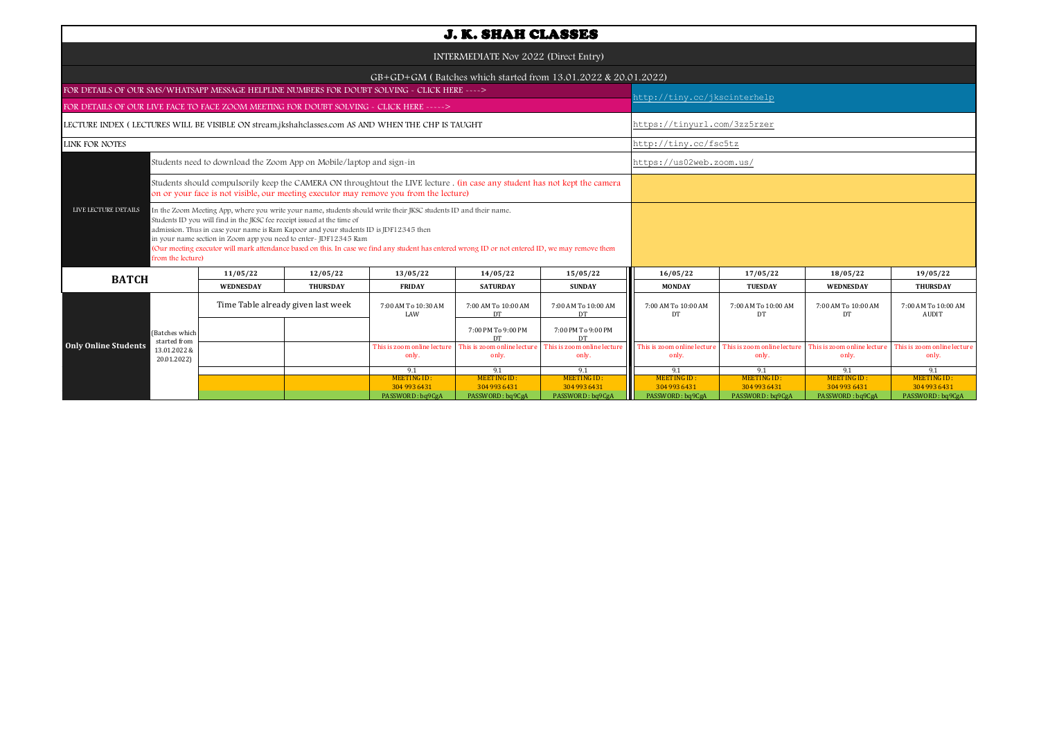# J. K. SHAH CLASSES

INTERMEDIATE Nov 2022 (Direct Entry)

GB+GD+GM ( Batches which started from 13.01.2022 & 20.01.2022)

| | |
|---|---|
| FOR DETAILS OF OUR SMS/WHATSAPP MESSAGE HELPLINE NUMBERS FOR DOUBT SOLVING - CLICK HERE ----> | http://tiny.cc/jkscinterhelp |
| FOR DETAILS OF OUR LIVE FACE TO FACE ZOOM MEETING FOR DOUBT SOLVING - CLICK HERE -----> | |
| LECTURE INDEX ( LECTURES WILL BE VISIBLE ON stream.jkshahclasses.com AS AND WHEN THE CHP IS TAUGHT | https://tinyurl.com/3zz5rzer |
| LINK FOR NOTES | http://tiny.cc/fsc5tz |

**LIVE LECTURE DETAILS**

Students need to download the Zoom App on Mobile/laptop and sign-in — https://us02web.zoom.us/

Students should compulsorily keep the CAMERA ON throughtout the LIVE lecture . (in case any student has not kept the camera on or your face is not visible, our meeting executor may remove you from the lecture)

In the Zoom Meeting App, where you write your name, students should write their JKSC students ID and their name.
Students ID you will find in the JKSC fee receipt issued at the time of
admission. Thus in case your name is Ram Kapoor and your students ID is JDF12345 then
in your name section in Zoom app you need to enter- JDF12345 Ram
(Our meeting executor will mark attendance based on this. In case we find any student has entered wrong ID or not entered ID, we may remove them from the lecture)

| BATCH | | 11/05/22 | 12/05/22 | 13/05/22 | 14/05/22 | 15/05/22 | 16/05/22 | 17/05/22 | 18/05/22 | 19/05/22 |
|---|---|---|---|---|---|---|---|---|---|---|
| | | WEDNESDAY | THURSDAY | FRIDAY | SATURDAY | SUNDAY | MONDAY | TUESDAY | WEDNESDAY | THURSDAY |
| Only Online Students | (Batches which started from 13.01.2022 & 20.01.2022) | Time Table already given last week | | 7:00 AM To 10:30 AM LAW | 7:00 AM To 10:00 AM DT | 7:00 AM To 10:00 AM DT | 7:00 AM To 10:00 AM DT | 7:00 AM To 10:00 AM DT | 7:00 AM To 10:00 AM DT | 7:00 AM To 10:00 AM AUDIT |
| | | | | | 7:00 PM To 9:00 PM DT | 7:00 PM To 9:00 PM DT | | | | |
| | | | | This is zoom online lecture only. | This is zoom online lecture only. | This is zoom online lecture only. | This is zoom online lecture only. | This is zoom online lecture only. | This is zoom online lecture only. | This is zoom online lecture only. |
| | | | | 9.1 | 9.1 | 9.1 | 9.1 | 9.1 | 9.1 | 9.1 |
| | | | | MEETING ID : 304 993 6431 | MEETING ID : 304 993 6431 | MEETING ID : 304 993 6431 | MEETING ID : 304 993 6431 | MEETING ID : 304 993 6431 | MEETING ID : 304 993 6431 | MEETING ID : 304 993 6431 |
| | | | | PASSWORD : bq9CgA | PASSWORD : bq9CgA | PASSWORD : bq9CgA | PASSWORD : bq9CgA | PASSWORD : bq9CgA | PASSWORD : bq9CgA | PASSWORD : bq9CgA |